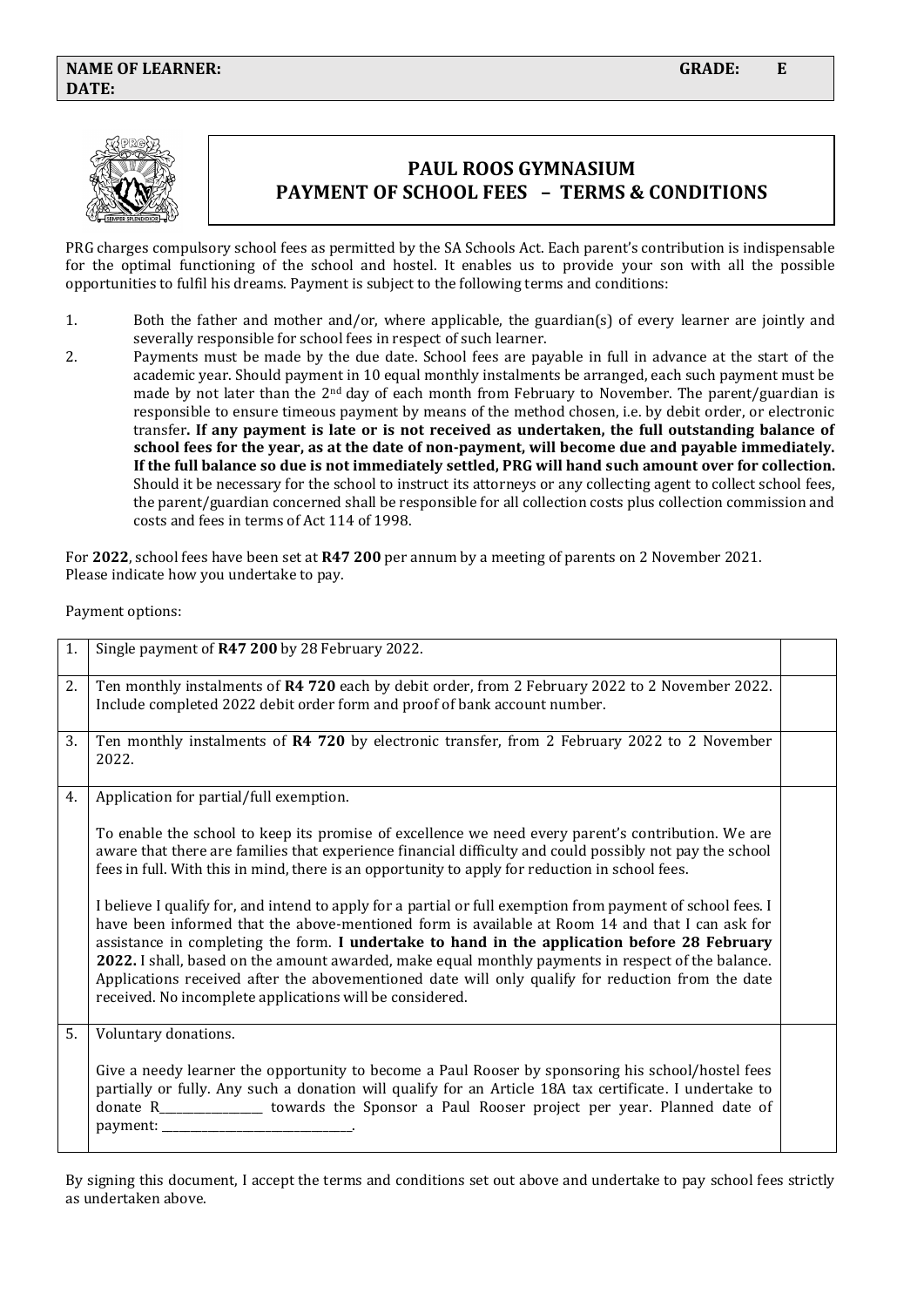| **NAME OF LEARNER:** | **GRADE: E** |
|---|---|
| **DATE:** | |

# PAUL ROOS GYMNASIUM
## PAYMENT OF SCHOOL FEES – TERMS & CONDITIONS

PRG charges compulsory school fees as permitted by the SA Schools Act. Each parent's contribution is indispensable for the optimal functioning of the school and hostel. It enables us to provide your son with all the possible opportunities to fulfil his dreams. Payment is subject to the following terms and conditions:

1. Both the father and mother and/or, where applicable, the guardian(s) of every learner are jointly and severally responsible for school fees in respect of such learner.
2. Payments must be made by the due date. School fees are payable in full in advance at the start of the academic year. Should payment in 10 equal monthly instalments be arranged, each such payment must be made by not later than the 2nd day of each month from February to November. The parent/guardian is responsible to ensure timeous payment by means of the method chosen, i.e. by debit order, or electronic transfer**. If any payment is late or is not received as undertaken, the full outstanding balance of school fees for the year, as at the date of non-payment, will become due and payable immediately. If the full balance so due is not immediately settled, PRG will hand such amount over for collection.** Should it be necessary for the school to instruct its attorneys or any collecting agent to collect school fees, the parent/guardian concerned shall be responsible for all collection costs plus collection commission and costs and fees in terms of Act 114 of 1998.

For **2022**, school fees have been set at **R47 200** per annum by a meeting of parents on 2 November 2021.
Please indicate how you undertake to pay.

Payment options:

| | | |
|---|---|---|
| 1. | Single payment of **R47 200** by 28 February 2022. | |
| 2. | Ten monthly instalments of **R4 720** each by debit order, from 2 February 2022 to 2 November 2022. Include completed 2022 debit order form and proof of bank account number. | |
| 3. | Ten monthly instalments of **R4 720** by electronic transfer, from 2 February 2022 to 2 November 2022. | |
| 4. | Application for partial/full exemption.<br><br>To enable the school to keep its promise of excellence we need every parent's contribution. We are aware that there are families that experience financial difficulty and could possibly not pay the school fees in full. With this in mind, there is an opportunity to apply for reduction in school fees.<br><br>I believe I qualify for, and intend to apply for a partial or full exemption from payment of school fees. I have been informed that the above-mentioned form is available at Room 14 and that I can ask for assistance in completing the form. **I undertake to hand in the application before 28 February 2022.** I shall, based on the amount awarded, make equal monthly payments in respect of the balance. Applications received after the abovementioned date will only qualify for reduction from the date received. No incomplete applications will be considered. | |
| 5. | Voluntary donations.<br><br>Give a needy learner the opportunity to become a Paul Rooser by sponsoring his school/hostel fees partially or fully. Any such a donation will qualify for an Article 18A tax certificate. I undertake to donate R_________________ towards the Sponsor a Paul Rooser project per year. Planned date of payment: _________________________________. | |

By signing this document, I accept the terms and conditions set out above and undertake to pay school fees strictly as undertaken above.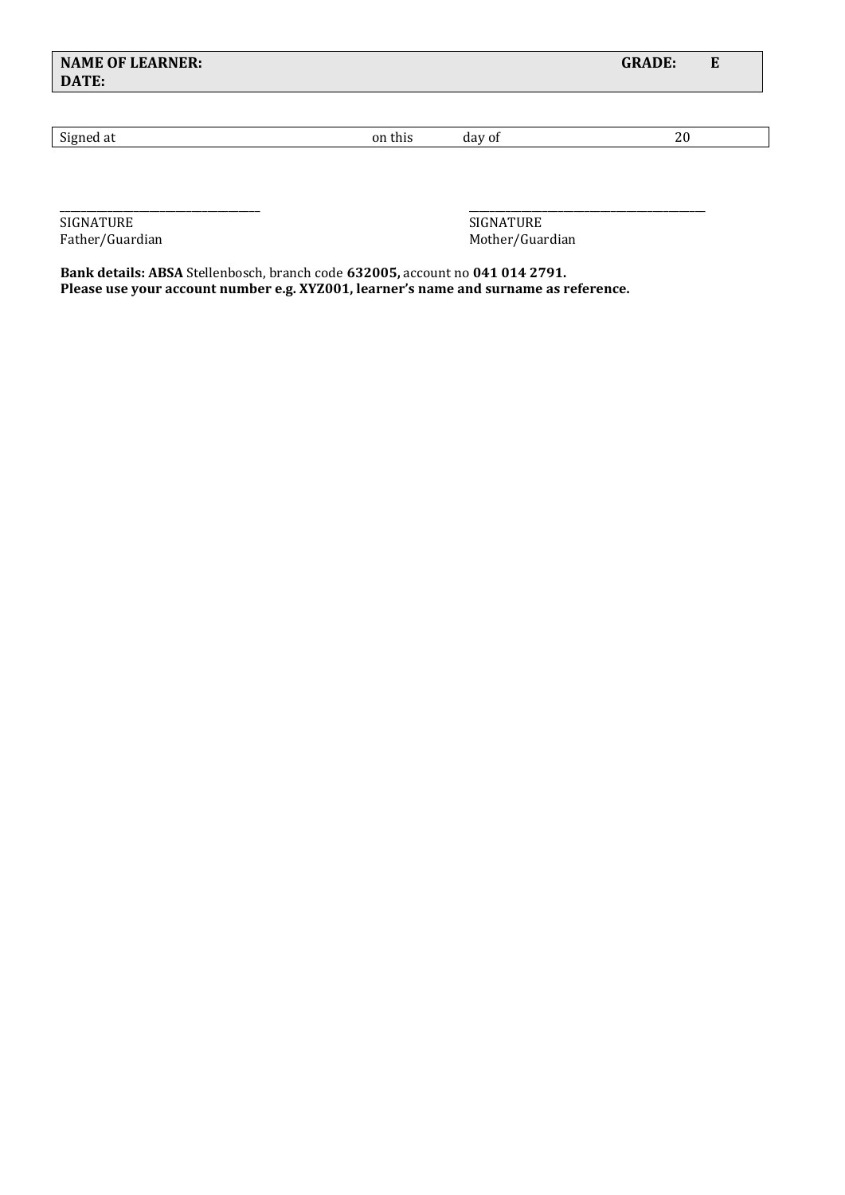| **NAME OF LEARNER:** | **GRADE:** | **E** |
| --- | --- | --- |
| **DATE:** | | |

| Signed at | on this | day of | 20 |
| --- | --- | --- | --- |

_________________________________ _________________________________

SIGNATURE
Father/Guardian

SIGNATURE
Mother/Guardian

**Bank details: ABSA** Stellenbosch, branch code **632005,** account no **041 014 2791.**
**Please use your account number e.g. XYZ001, learner's name and surname as reference.**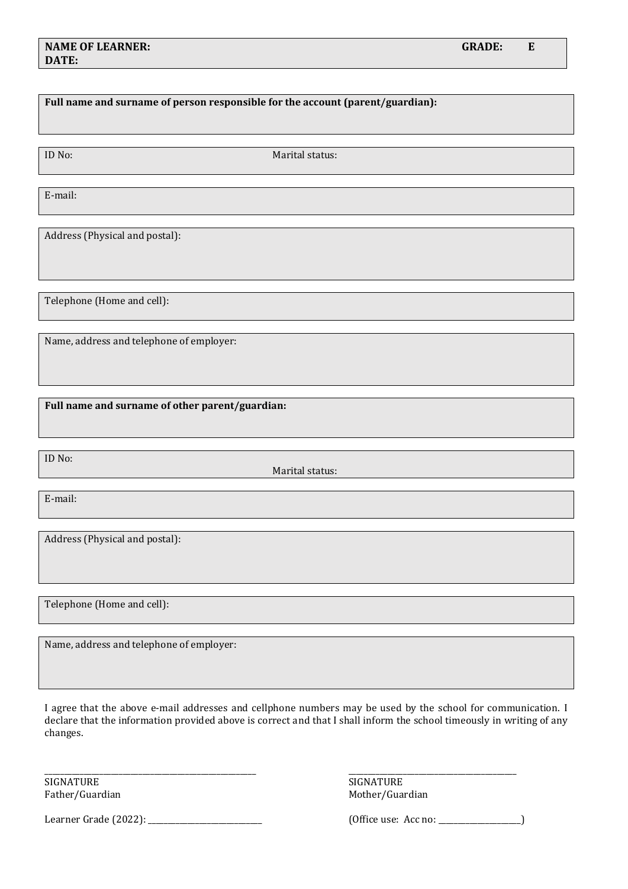**NAME OF LEARNER:** **GRADE: E**
**DATE:**

**Full name and surname of person responsible for the account (parent/guardian):**

ID No: Marital status:

E-mail:

Address (Physical and postal):

Telephone (Home and cell):

Name, address and telephone of employer:

**Full name and surname of other parent/guardian:**

ID No: Marital status:

E-mail:

Address (Physical and postal):

Telephone (Home and cell):

Name, address and telephone of employer:

I agree that the above e-mail addresses and cellphone numbers may be used by the school for communication. I declare that the information provided above is correct and that I shall inform the school timeously in writing of any changes.

_______________________________________
SIGNATURE
Father/Guardian

_______________________________________
SIGNATURE
Mother/Guardian

Learner Grade (2022): ______________________

(Office use: Acc no: ________________)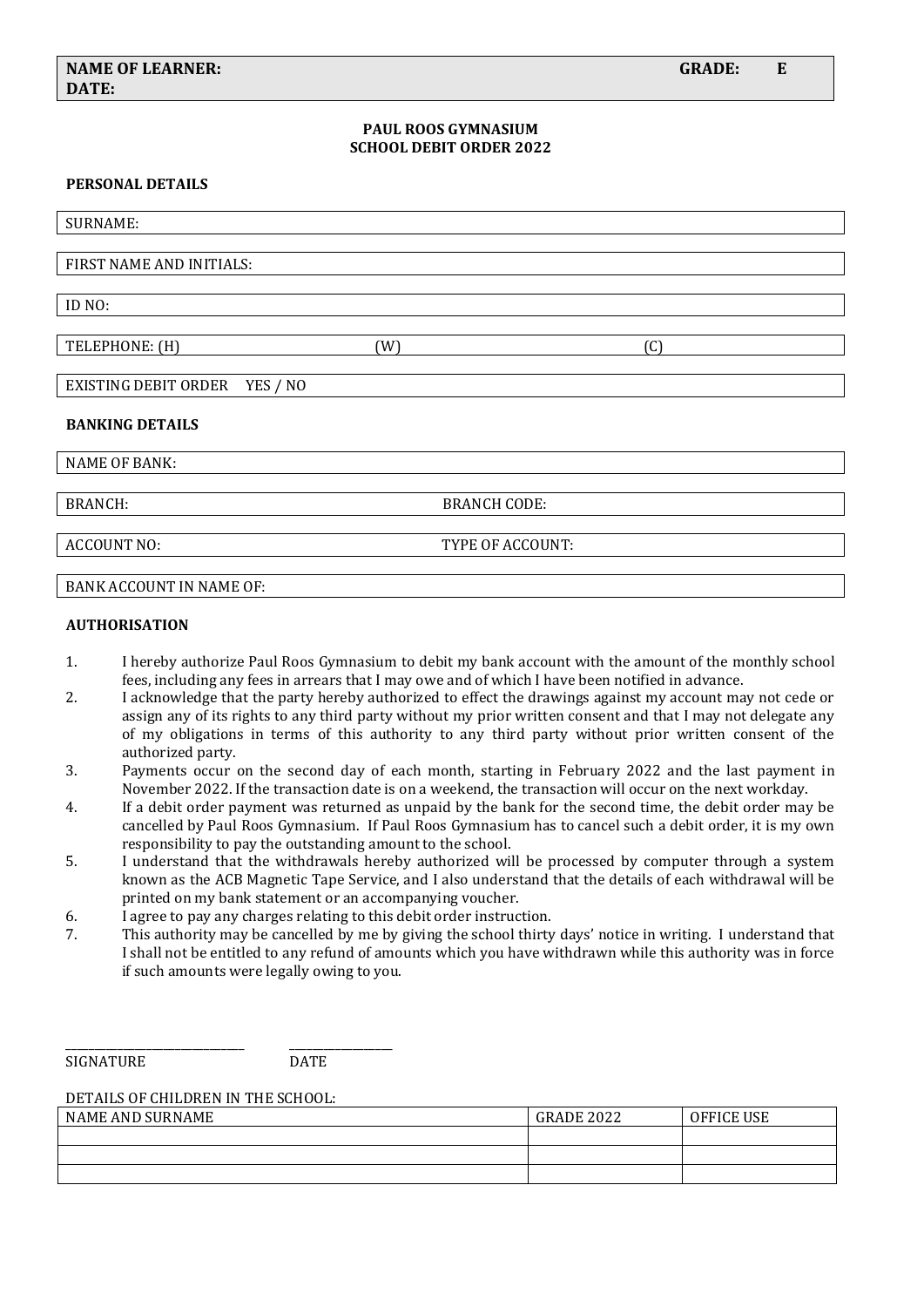| **NAME OF LEARNER:** | **GRADE:** | **E** |
|---|---|---|
| **DATE:** | | |

**PAUL ROOS GYMNASIUM**
**SCHOOL DEBIT ORDER 2022**

**PERSONAL DETAILS**

SURNAME:

FIRST NAME AND INITIALS:

ID NO:

TELEPHONE: (H) (W) (C)

EXISTING DEBIT ORDER YES / NO

**BANKING DETAILS**

NAME OF BANK:

BRANCH: BRANCH CODE:

ACCOUNT NO: TYPE OF ACCOUNT:

BANK ACCOUNT IN NAME OF:

**AUTHORISATION**

1. I hereby authorize Paul Roos Gymnasium to debit my bank account with the amount of the monthly school fees, including any fees in arrears that I may owe and of which I have been notified in advance.
2. I acknowledge that the party hereby authorized to effect the drawings against my account may not cede or assign any of its rights to any third party without my prior written consent and that I may not delegate any of my obligations in terms of this authority to any third party without prior written consent of the authorized party.
3. Payments occur on the second day of each month, starting in February 2022 and the last payment in November 2022. If the transaction date is on a weekend, the transaction will occur on the next workday.
4. If a debit order payment was returned as unpaid by the bank for the second time, the debit order may be cancelled by Paul Roos Gymnasium. If Paul Roos Gymnasium has to cancel such a debit order, it is my own responsibility to pay the outstanding amount to the school.
5. I understand that the withdrawals hereby authorized will be processed by computer through a system known as the ACB Magnetic Tape Service, and I also understand that the details of each withdrawal will be printed on my bank statement or an accompanying voucher.
6. I agree to pay any charges relating to this debit order instruction.
7. This authority may be cancelled by me by giving the school thirty days' notice in writing. I understand that I shall not be entitled to any refund of amounts which you have withdrawn while this authority was in force if such amounts were legally owing to you.

_______________________ _______________

SIGNATURE DATE

DETAILS OF CHILDREN IN THE SCHOOL:

| NAME AND SURNAME | GRADE 2022 | OFFICE USE |
|---|---|---|
| | | |
| | | |
| | | |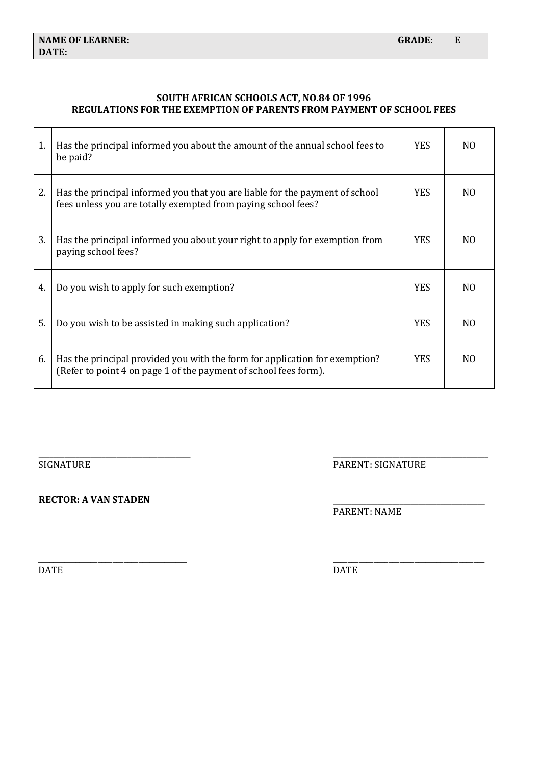**NAME OF LEARNER:** **GRADE: E**
**DATE:**

**SOUTH AFRICAN SCHOOLS ACT, NO.84 OF 1996**
**REGULATIONS FOR THE EXEMPTION OF PARENTS FROM PAYMENT OF SCHOOL FEES**

| | | | |
|---|---|---|---|
| 1. | Has the principal informed you about the amount of the annual school fees to be paid? | YES | NO |
| 2. | Has the principal informed you that you are liable for the payment of school fees unless you are totally exempted from paying school fees? | YES | NO |
| 3. | Has the principal informed you about your right to apply for exemption from paying school fees? | YES | NO |
| 4. | Do you wish to apply for such exemption? | YES | NO |
| 5. | Do you wish to be assisted in making such application? | YES | NO |
| 6. | Has the principal provided you with the form for application for exemption? (Refer to point 4 on page 1 of the payment of school fees form). | YES | NO |

\_\_\_\_\_\_\_\_\_\_\_\_\_\_\_\_\_\_\_\_\_\_\_\_\_\_\_\_\_\_\_\_\_\_\_\_\_\_\_\_
SIGNATURE

**RECTOR: A VAN STADEN**

\_\_\_\_\_\_\_\_\_\_\_\_\_\_\_\_\_\_\_\_\_\_\_\_\_\_\_\_\_\_\_\_\_\_\_\_\_\_\_\_
DATE

\_\_\_\_\_\_\_\_\_\_\_\_\_\_\_\_\_\_\_\_\_\_\_\_\_\_\_\_\_\_\_\_\_\_\_\_\_\_\_\_
PARENT: SIGNATURE

\_\_\_\_\_\_\_\_\_\_\_\_\_\_\_\_\_\_\_\_\_\_\_\_\_\_\_\_\_\_\_\_\_\_\_\_\_\_\_\_
PARENT: NAME

\_\_\_\_\_\_\_\_\_\_\_\_\_\_\_\_\_\_\_\_\_\_\_\_\_\_\_\_\_\_\_\_\_\_\_\_\_\_\_\_
DATE